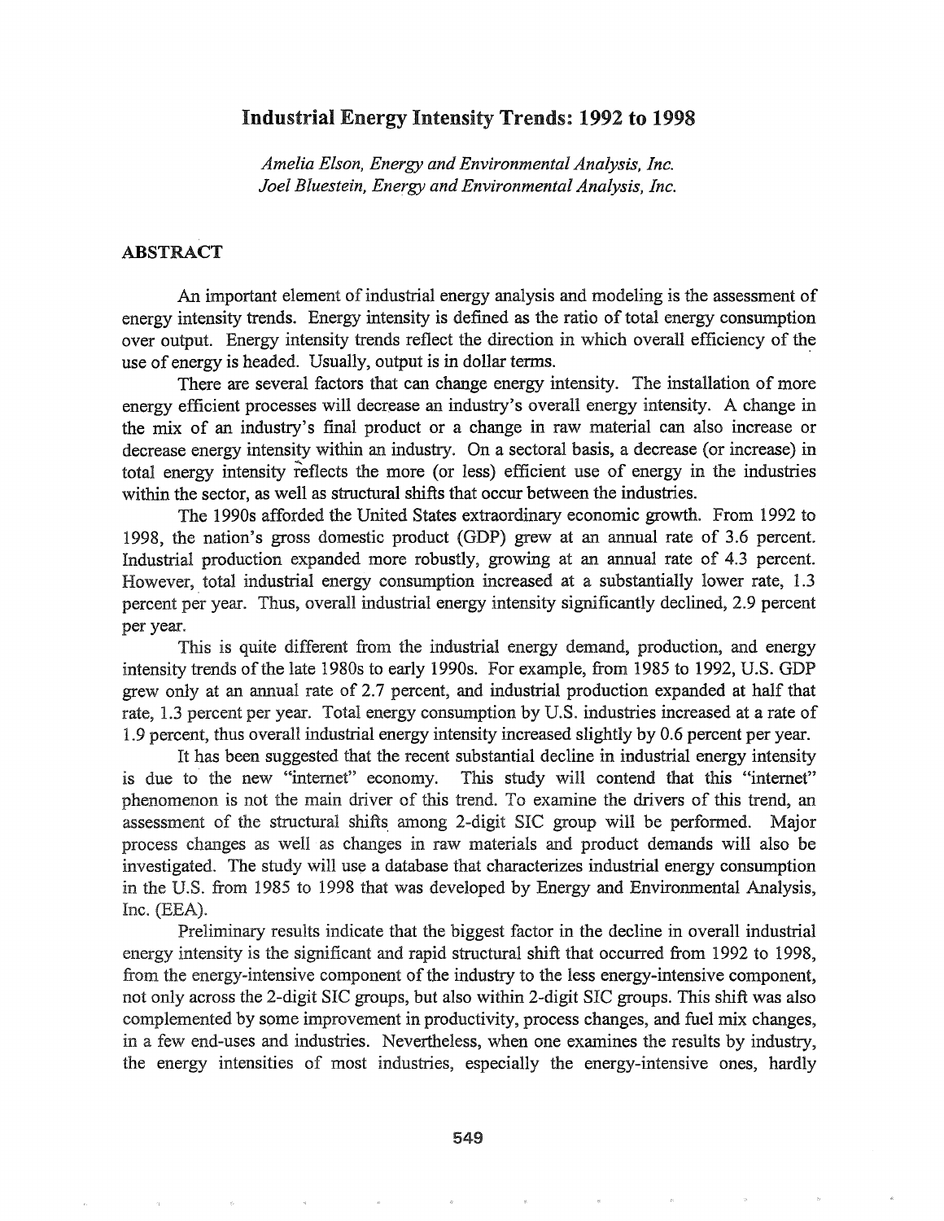# Industrial Energy Intensity Trends: 1992 to 1998

*Amelia Elson, Energy and Environmental Analysis, Inc.*
*Joel Bluestein, Energy and Environmental Analysis, Inc.*

## ABSTRACT

An important element of industrial energy analysis and modeling is the assessment of energy intensity trends. Energy intensity is defined as the ratio of total energy consumption over output. Energy intensity trends reflect the direction in which overall efficiency of the use of energy is headed. Usually, output is in dollar terms.

There are several factors that can change energy intensity. The installation of more energy efficient processes will decrease an industry's overall energy intensity. A change in the mix of an industry's final product or a change in raw material can also increase or decrease energy intensity within an industry. On a sectoral basis, a decrease (or increase) in total energy intensity reflects the more (or less) efficient use of energy in the industries within the sector, as well as structural shifts that occur between the industries.

The 1990s afforded the United States extraordinary economic growth. From 1992 to 1998, the nation's gross domestic product (GDP) grew at an annual rate of 3.6 percent. Industrial production expanded more robustly, growing at an annual rate of 4.3 percent. However, total industrial energy consumption increased at a substantially lower rate, 1.3 percent per year. Thus, overall industrial energy intensity significantly declined, 2.9 percent per year.

This is quite different from the industrial energy demand, production, and energy intensity trends of the late 1980s to early 1990s. For example, from 1985 to 1992, U.S. GDP grew only at an annual rate of 2.7 percent, and industrial production expanded at half that rate, 1.3 percent per year. Total energy consumption by U.S. industries increased at a rate of 1.9 percent, thus overall industrial energy intensity increased slightly by 0.6 percent per year.

It has been suggested that the recent substantial decline in industrial energy intensity is due to the new "internet" economy. This study will contend that this "internet" phenomenon is not the main driver of this trend. To examine the drivers of this trend, an assessment of the structural shifts among 2-digit SIC group will be performed. Major process changes as well as changes in raw materials and product demands will also be investigated. The study will use a database that characterizes industrial energy consumption in the U.S. from 1985 to 1998 that was developed by Energy and Environmental Analysis, Inc. (EEA).

Preliminary results indicate that the biggest factor in the decline in overall industrial energy intensity is the significant and rapid structural shift that occurred from 1992 to 1998, from the energy-intensive component of the industry to the less energy-intensive component, not only across the 2-digit SIC groups, but also within 2-digit SIC groups. This shift was also complemented by some improvement in productivity, process changes, and fuel mix changes, in a few end-uses and industries. Nevertheless, when one examines the results by industry, the energy intensities of most industries, especially the energy-intensive ones, hardly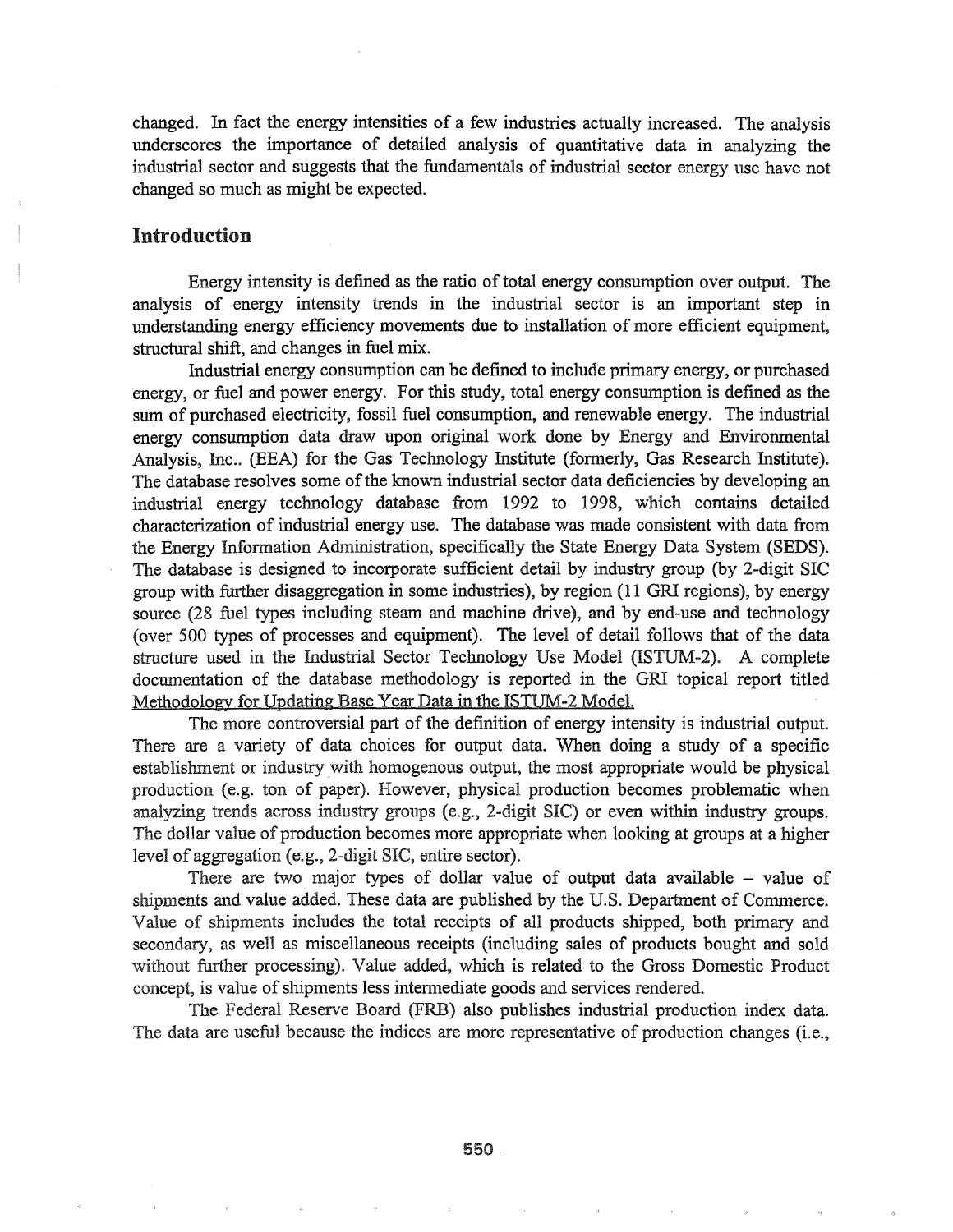changed. In fact the energy intensities of a few industries actually increased. The analysis underscores the importance of detailed analysis of quantitative data in analyzing the industrial sector and suggests that the fundamentals of industrial sector energy use have not changed so much as might be expected.

## Introduction

Energy intensity is defined as the ratio of total energy consumption over output. The analysis of energy intensity trends in the industrial sector is an important step in understanding energy efficiency movements due to installation of more efficient equipment, structural shift, and changes in fuel mix.

Industrial energy consumption can be defined to include primary energy, or purchased energy, or fuel and power energy. For this study, total energy consumption is defined as the sum of purchased electricity, fossil fuel consumption, and renewable energy. The industrial energy consumption data draw upon original work done by Energy and Environmental Analysis, Inc.. (EEA) for the Gas Technology Institute (formerly, Gas Research Institute). The database resolves some of the known industrial sector data deficiencies by developing an industrial energy technology database from 1992 to 1998, which contains detailed characterization of industrial energy use. The database was made consistent with data from the Energy Information Administration, specifically the State Energy Data System (SEDS). The database is designed to incorporate sufficient detail by industry group (by 2-digit SIC group with further disaggregation in some industries), by region (11 GRI regions), by energy source (28 fuel types including steam and machine drive), and by end-use and technology (over 500 types of processes and equipment). The level of detail follows that of the data structure used in the Industrial Sector Technology Use Model (ISTUM-2). A complete documentation of the database methodology is reported in the GRI topical report titled Methodology for Updating Base Year Data in the ISTUM-2 Model.

The more controversial part of the definition of energy intensity is industrial output. There are a variety of data choices for output data. When doing a study of a specific establishment or industry with homogenous output, the most appropriate would be physical production (e.g. ton of paper). However, physical production becomes problematic when analyzing trends across industry groups (e.g., 2-digit SIC) or even within industry groups. The dollar value of production becomes more appropriate when looking at groups at a higher level of aggregation (e.g., 2-digit SIC, entire sector).

There are two major types of dollar value of output data available – value of shipments and value added. These data are published by the U.S. Department of Commerce. Value of shipments includes the total receipts of all products shipped, both primary and secondary, as well as miscellaneous receipts (including sales of products bought and sold without further processing). Value added, which is related to the Gross Domestic Product concept, is value of shipments less intermediate goods and services rendered.

The Federal Reserve Board (FRB) also publishes industrial production index data. The data are useful because the indices are more representative of production changes (i.e.,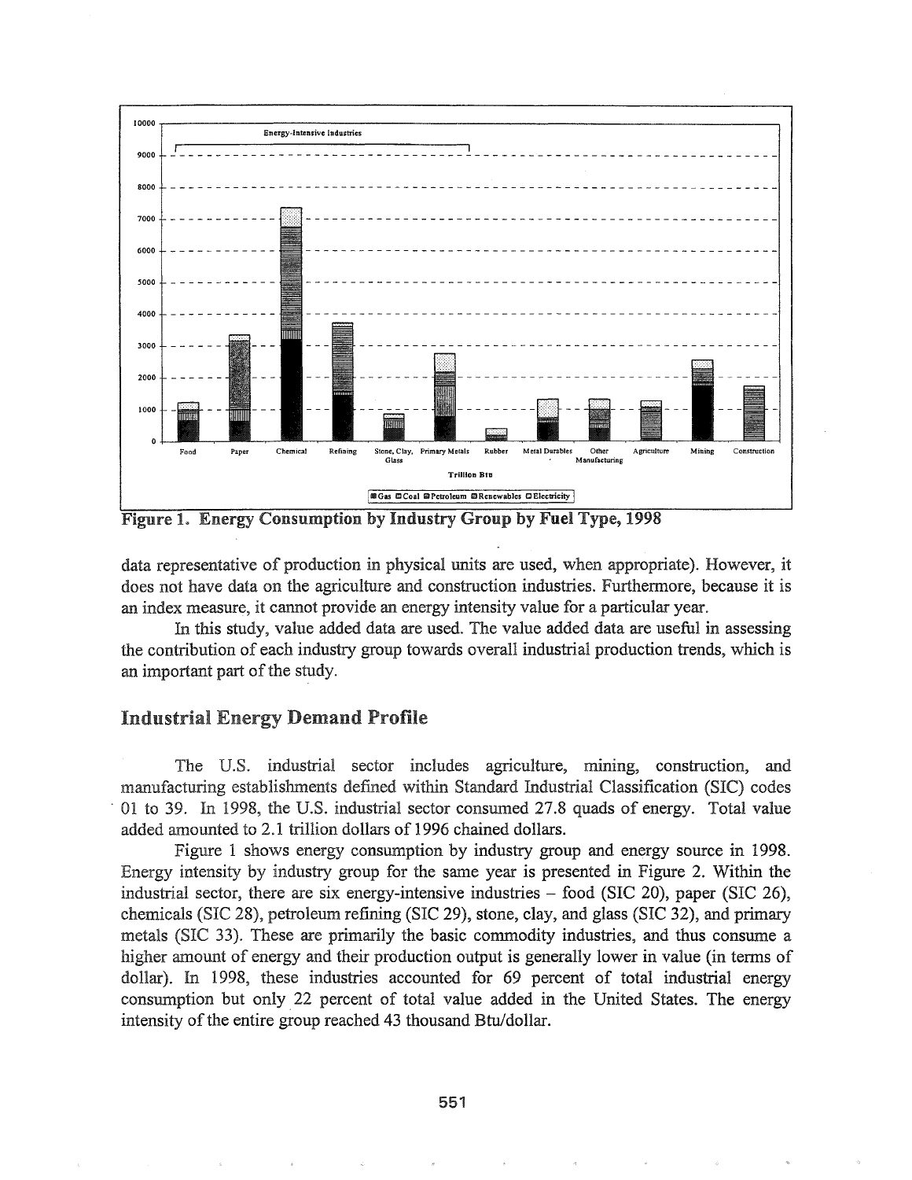**Figure 1. Energy Consumption by Industry Group by Fuel Type, 1998**

data representative of production in physical units are used, when appropriate). However, it does not have data on the agriculture and construction industries. Furthermore, because it is an index measure, it cannot provide an energy intensity value for a particular year.

In this study, value added data are used. The value added data are useful in assessing the contribution of each industry group towards overall industrial production trends, which is an important part of the study.

## Industrial Energy Demand Profile

The U.S. industrial sector includes agriculture, mining, construction, and manufacturing establishments defined within Standard Industrial Classification (SIC) codes 01 to 39. In 1998, the U.S. industrial sector consumed 27.8 quads of energy. Total value added amounted to 2.1 trillion dollars of 1996 chained dollars.

Figure 1 shows energy consumption by industry group and energy source in 1998. Energy intensity by industry group for the same year is presented in Figure 2. Within the industrial sector, there are six energy-intensive industries – food (SIC 20), paper (SIC 26), chemicals (SIC 28), petroleum refining (SIC 29), stone, clay, and glass (SIC 32), and primary metals (SIC 33). These are primarily the basic commodity industries, and thus consume a higher amount of energy and their production output is generally lower in value (in terms of dollar). In 1998, these industries accounted for 69 percent of total industrial energy consumption but only 22 percent of total value added in the United States. The energy intensity of the entire group reached 43 thousand Btu/dollar.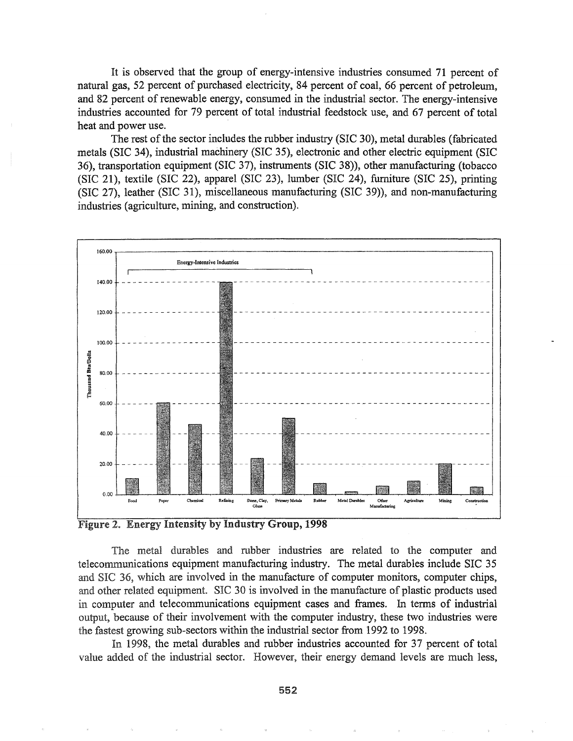It is observed that the group of energy-intensive industries consumed 71 percent of natural gas, 52 percent of purchased electricity, 84 percent of coal, 66 percent of petroleum, and 82 percent of renewable energy, consumed in the industrial sector. The energy-intensive industries accounted for 79 percent of total industrial feedstock use, and 67 percent of total heat and power use.

The rest of the sector includes the rubber industry (SIC 30), metal durables (fabricated metals (SIC 34), industrial machinery (SIC 35), electronic and other electric equipment (SIC 36), transportation equipment (SIC 37), instruments (SIC 38)), other manufacturing (tobacco (SIC 21), textile (SIC 22), apparel (SIC 23), lumber (SIC 24), furniture (SIC 25), printing (SIC 27), leather (SIC 31), miscellaneous manufacturing (SIC 39)), and non-manufacturing industries (agriculture, mining, and construction).

**Figure 2. Energy Intensity by Industry Group, 1998**

The metal durables and rubber industries are related to the computer and telecommunications equipment manufacturing industry. The metal durables include SIC 35 and SIC 36, which are involved in the manufacture of computer monitors, computer chips, and other related equipment. SIC 30 is involved in the manufacture of plastic products used in computer and telecommunications equipment cases and frames. In terms of industrial output, because of their involvement with the computer industry, these two industries were the fastest growing sub-sectors within the industrial sector from 1992 to 1998.

In 1998, the metal durables and rubber industries accounted for 37 percent of total value added of the industrial sector. However, their energy demand levels are much less,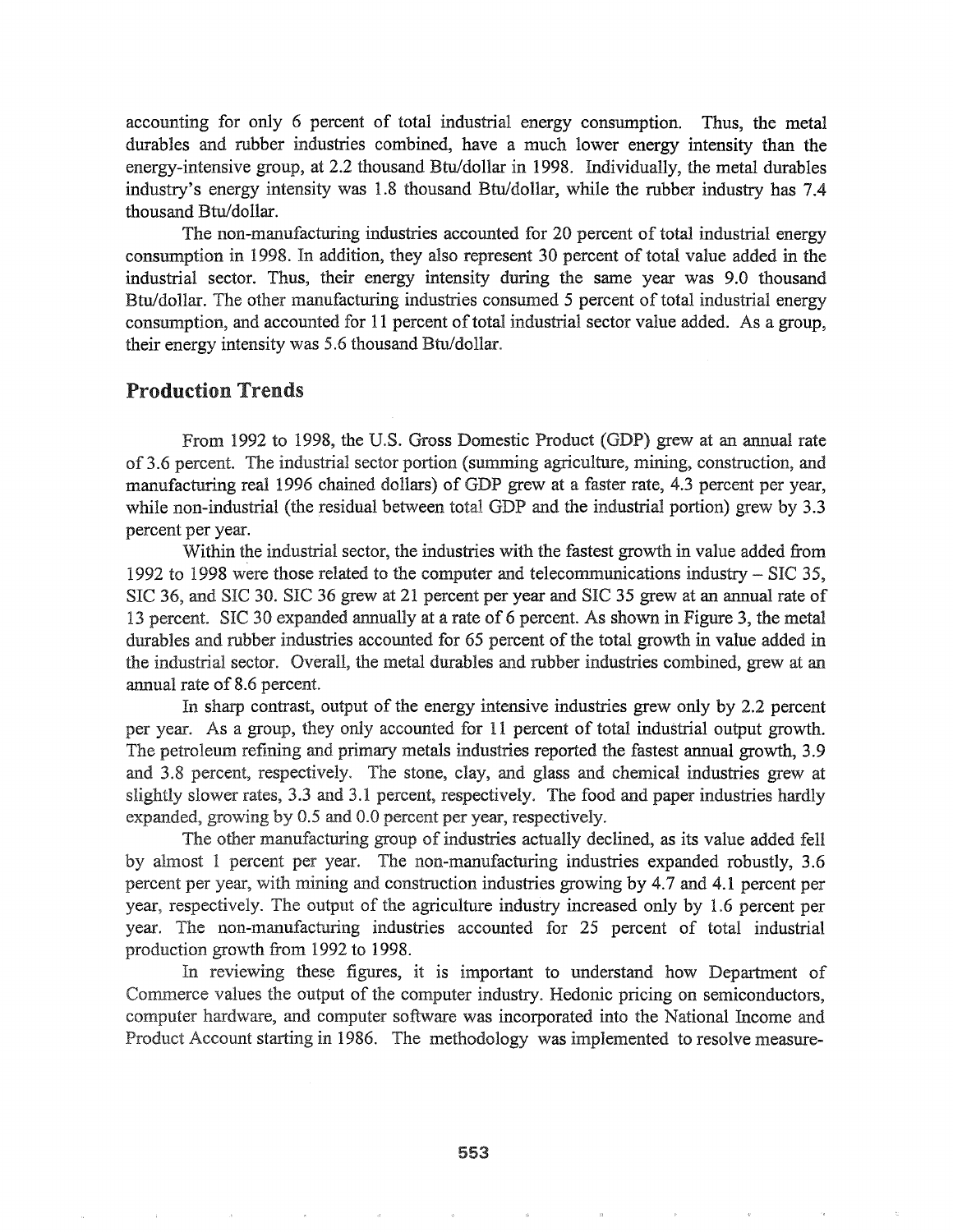accounting for only 6 percent of total industrial energy consumption. Thus, the metal durables and rubber industries combined, have a much lower energy intensity than the energy-intensive group, at 2.2 thousand Btu/dollar in 1998. Individually, the metal durables industry's energy intensity was 1.8 thousand Btu/dollar, while the rubber industry has 7.4 thousand Btu/dollar.

The non-manufacturing industries accounted for 20 percent of total industrial energy consumption in 1998. In addition, they also represent 30 percent of total value added in the industrial sector. Thus, their energy intensity during the same year was 9.0 thousand Btu/dollar. The other manufacturing industries consumed 5 percent of total industrial energy consumption, and accounted for 11 percent of total industrial sector value added. As a group, their energy intensity was 5.6 thousand Btu/dollar.

## Production Trends

From 1992 to 1998, the U.S. Gross Domestic Product (GDP) grew at an annual rate of 3.6 percent. The industrial sector portion (summing agriculture, mining, construction, and manufacturing real 1996 chained dollars) of GDP grew at a faster rate, 4.3 percent per year, while non-industrial (the residual between total GDP and the industrial portion) grew by 3.3 percent per year.

Within the industrial sector, the industries with the fastest growth in value added from 1992 to 1998 were those related to the computer and telecommunications industry – SIC 35, SIC 36, and SIC 30. SIC 36 grew at 21 percent per year and SIC 35 grew at an annual rate of 13 percent. SIC 30 expanded annually at a rate of 6 percent. As shown in Figure 3, the metal durables and rubber industries accounted for 65 percent of the total growth in value added in the industrial sector. Overall, the metal durables and rubber industries combined, grew at an annual rate of 8.6 percent.

In sharp contrast, output of the energy intensive industries grew only by 2.2 percent per year. As a group, they only accounted for 11 percent of total industrial output growth. The petroleum refining and primary metals industries reported the fastest annual growth, 3.9 and 3.8 percent, respectively. The stone, clay, and glass and chemical industries grew at slightly slower rates, 3.3 and 3.1 percent, respectively. The food and paper industries hardly expanded, growing by 0.5 and 0.0 percent per year, respectively.

The other manufacturing group of industries actually declined, as its value added fell by almost 1 percent per year. The non-manufacturing industries expanded robustly, 3.6 percent per year, with mining and construction industries growing by 4.7 and 4.1 percent per year, respectively. The output of the agriculture industry increased only by 1.6 percent per year. The non-manufacturing industries accounted for 25 percent of total industrial production growth from 1992 to 1998.

In reviewing these figures, it is important to understand how Department of Commerce values the output of the computer industry. Hedonic pricing on semiconductors, computer hardware, and computer software was incorporated into the National Income and Product Account starting in 1986. The methodology was implemented to resolve measure-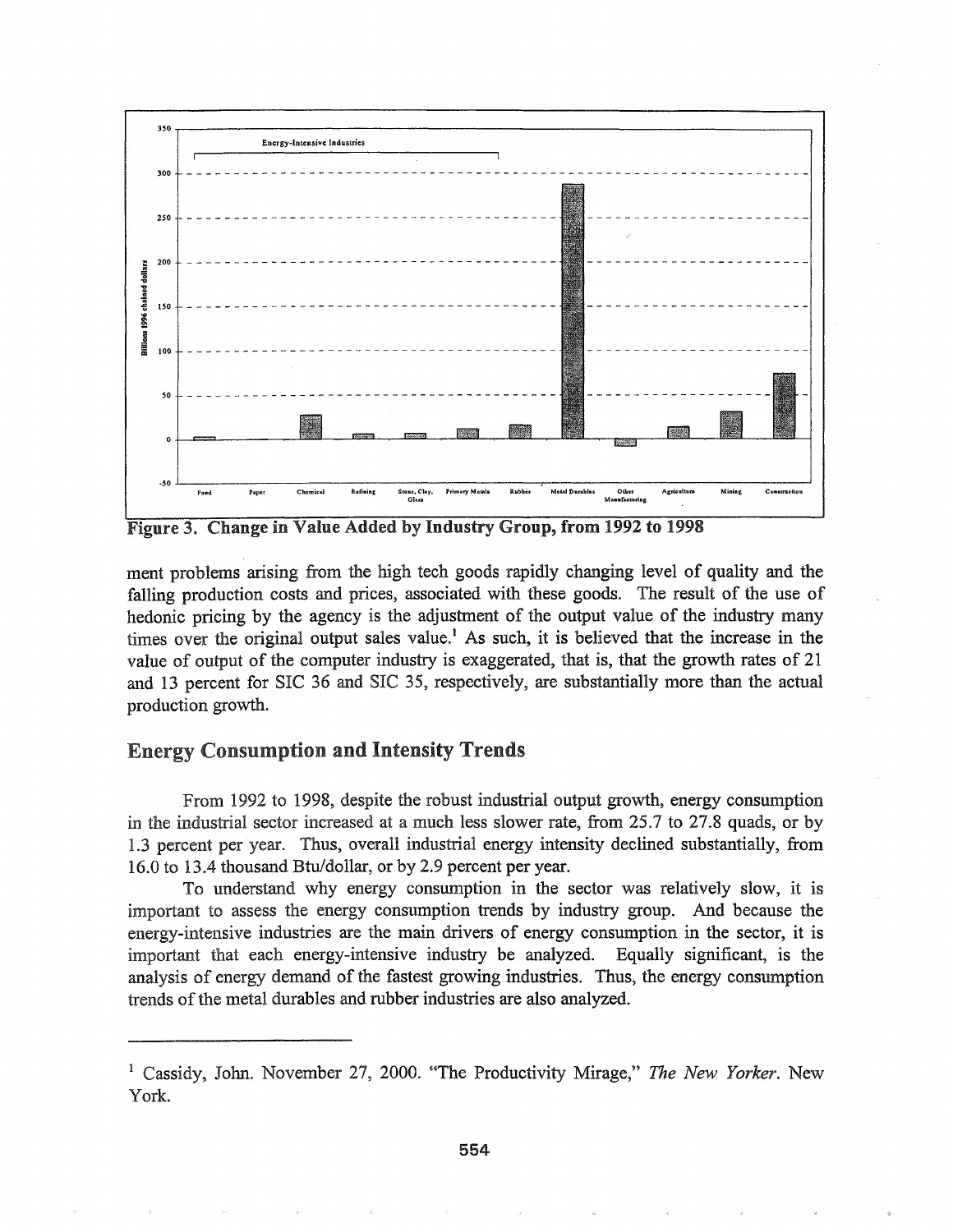**Figure 3. Change in Value Added by Industry Group, from 1992 to 1998**

ment problems arising from the high tech goods rapidly changing level of quality and the falling production costs and prices, associated with these goods. The result of the use of hedonic pricing by the agency is the adjustment of the output value of the industry many times over the original output sales value.[1] As such, it is believed that the increase in the value of output of the computer industry is exaggerated, that is, that the growth rates of 21 and 13 percent for SIC 36 and SIC 35, respectively, are substantially more than the actual production growth.

## Energy Consumption and Intensity Trends

From 1992 to 1998, despite the robust industrial output growth, energy consumption in the industrial sector increased at a much less slower rate, from 25.7 to 27.8 quads, or by 1.3 percent per year. Thus, overall industrial energy intensity declined substantially, from 16.0 to 13.4 thousand Btu/dollar, or by 2.9 percent per year.

To understand why energy consumption in the sector was relatively slow, it is important to assess the energy consumption trends by industry group. And because the energy-intensive industries are the main drivers of energy consumption in the sector, it is important that each energy-intensive industry be analyzed. Equally significant, is the analysis of energy demand of the fastest growing industries. Thus, the energy consumption trends of the metal durables and rubber industries are also analyzed.

---

[1] Cassidy, John. November 27, 2000. "The Productivity Mirage," *The New Yorker*. New York.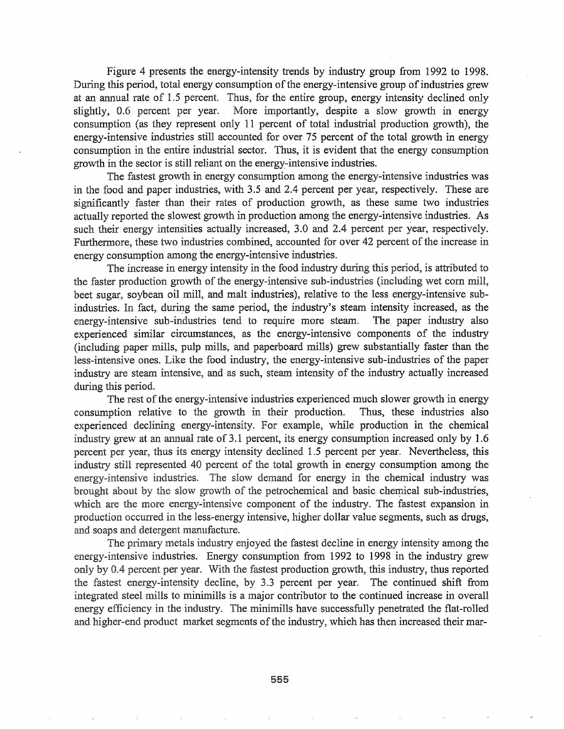Figure 4 presents the energy-intensity trends by industry group from 1992 to 1998. During this period, total energy consumption of the energy-intensive group of industries grew at an annual rate of 1.5 percent. Thus, for the entire group, energy intensity declined only slightly, 0.6 percent per year. More importantly, despite a slow growth in energy consumption (as they represent only 11 percent of total industrial production growth), the energy-intensive industries still accounted for over 75 percent of the total growth in energy consumption in the entire industrial sector. Thus, it is evident that the energy consumption growth in the sector is still reliant on the energy-intensive industries.

The fastest growth in energy consumption among the energy-intensive industries was in the food and paper industries, with 3.5 and 2.4 percent per year, respectively. These are significantly faster than their rates of production growth, as these same two industries actually reported the slowest growth in production among the energy-intensive industries. As such their energy intensities actually increased, 3.0 and 2.4 percent per year, respectively. Furthermore, these two industries combined, accounted for over 42 percent of the increase in energy consumption among the energy-intensive industries.

The increase in energy intensity in the food industry during this period, is attributed to the faster production growth of the energy-intensive sub-industries (including wet corn mill, beet sugar, soybean oil mill, and malt industries), relative to the less energy-intensive sub-industries. In fact, during the same period, the industry's steam intensity increased, as the energy-intensive sub-industries tend to require more steam. The paper industry also experienced similar circumstances, as the energy-intensive components of the industry (including paper mills, pulp mills, and paperboard mills) grew substantially faster than the less-intensive ones. Like the food industry, the energy-intensive sub-industries of the paper industry are steam intensive, and as such, steam intensity of the industry actually increased during this period.

The rest of the energy-intensive industries experienced much slower growth in energy consumption relative to the growth in their production. Thus, these industries also experienced declining energy-intensity. For example, while production in the chemical industry grew at an annual rate of 3.1 percent, its energy consumption increased only by 1.6 percent per year, thus its energy intensity declined 1.5 percent per year. Nevertheless, this industry still represented 40 percent of the total growth in energy consumption among the energy-intensive industries. The slow demand for energy in the chemical industry was brought about by the slow growth of the petrochemical and basic chemical sub-industries, which are the more energy-intensive component of the industry. The fastest expansion in production occurred in the less-energy intensive, higher dollar value segments, such as drugs, and soaps and detergent manufacture.

The primary metals industry enjoyed the fastest decline in energy intensity among the energy-intensive industries. Energy consumption from 1992 to 1998 in the industry grew only by 0.4 percent per year. With the fastest production growth, this industry, thus reported the fastest energy-intensity decline, by 3.3 percent per year. The continued shift from integrated steel mills to minimills is a major contributor to the continued increase in overall energy efficiency in the industry. The minimills have successfully penetrated the flat-rolled and higher-end product market segments of the industry, which has then increased their mar-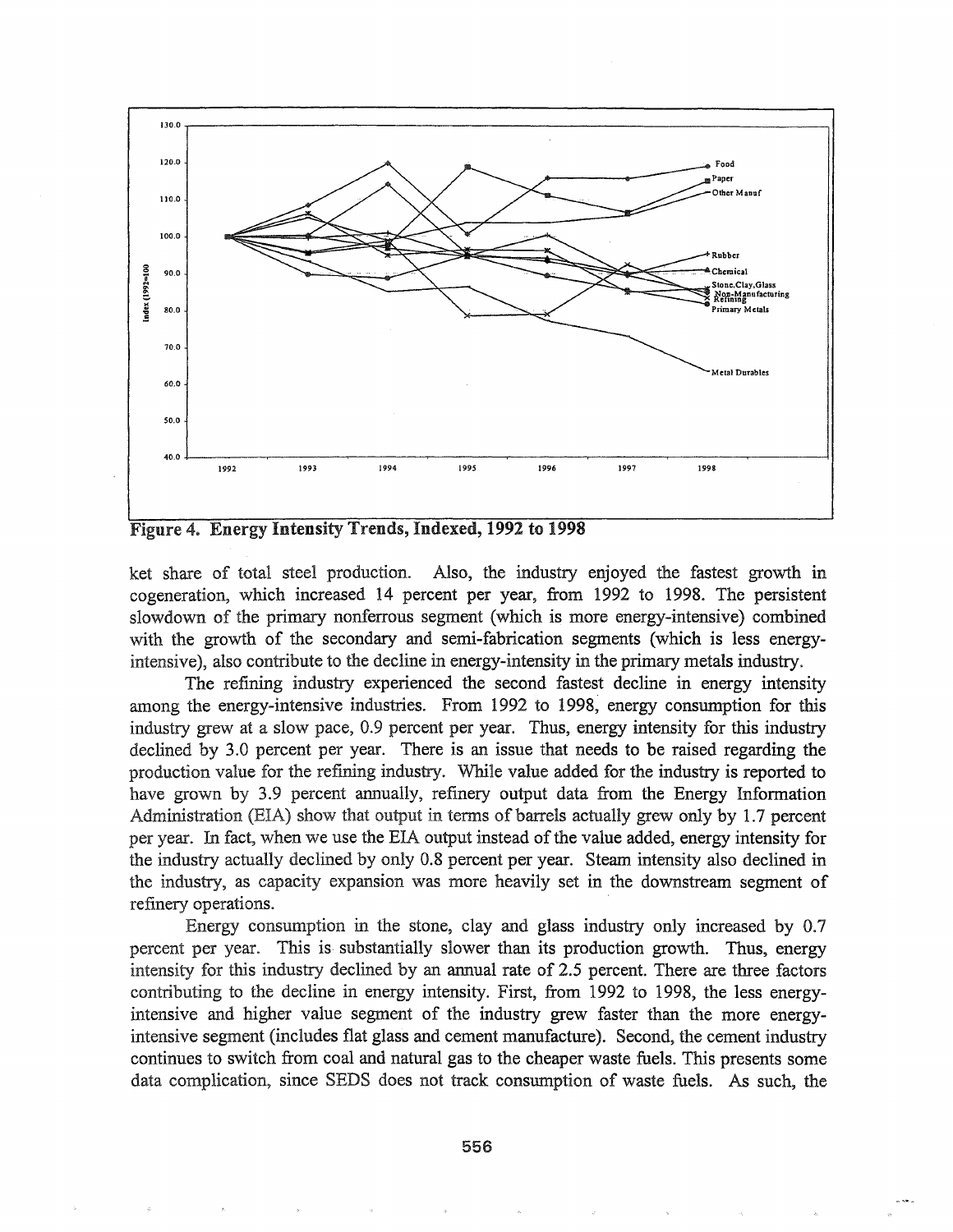**Figure 4. Energy Intensity Trends, Indexed, 1992 to 1998**

ket share of total steel production. Also, the industry enjoyed the fastest growth in cogeneration, which increased 14 percent per year, from 1992 to 1998. The persistent slowdown of the primary nonferrous segment (which is more energy-intensive) combined with the growth of the secondary and semi-fabrication segments (which is less energy-intensive), also contribute to the decline in energy-intensity in the primary metals industry.

The refining industry experienced the second fastest decline in energy intensity among the energy-intensive industries. From 1992 to 1998, energy consumption for this industry grew at a slow pace, 0.9 percent per year. Thus, energy intensity for this industry declined by 3.0 percent per year. There is an issue that needs to be raised regarding the production value for the refining industry. While value added for the industry is reported to have grown by 3.9 percent annually, refinery output data from the Energy Information Administration (EIA) show that output in terms of barrels actually grew only by 1.7 percent per year. In fact, when we use the EIA output instead of the value added, energy intensity for the industry actually declined by only 0.8 percent per year. Steam intensity also declined in the industry, as capacity expansion was more heavily set in the downstream segment of refinery operations.

Energy consumption in the stone, clay and glass industry only increased by 0.7 percent per year. This is substantially slower than its production growth. Thus, energy intensity for this industry declined by an annual rate of 2.5 percent. There are three factors contributing to the decline in energy intensity. First, from 1992 to 1998, the less energy-intensive and higher value segment of the industry grew faster than the more energy-intensive segment (includes flat glass and cement manufacture). Second, the cement industry continues to switch from coal and natural gas to the cheaper waste fuels. This presents some data complication, since SEDS does not track consumption of waste fuels. As such, the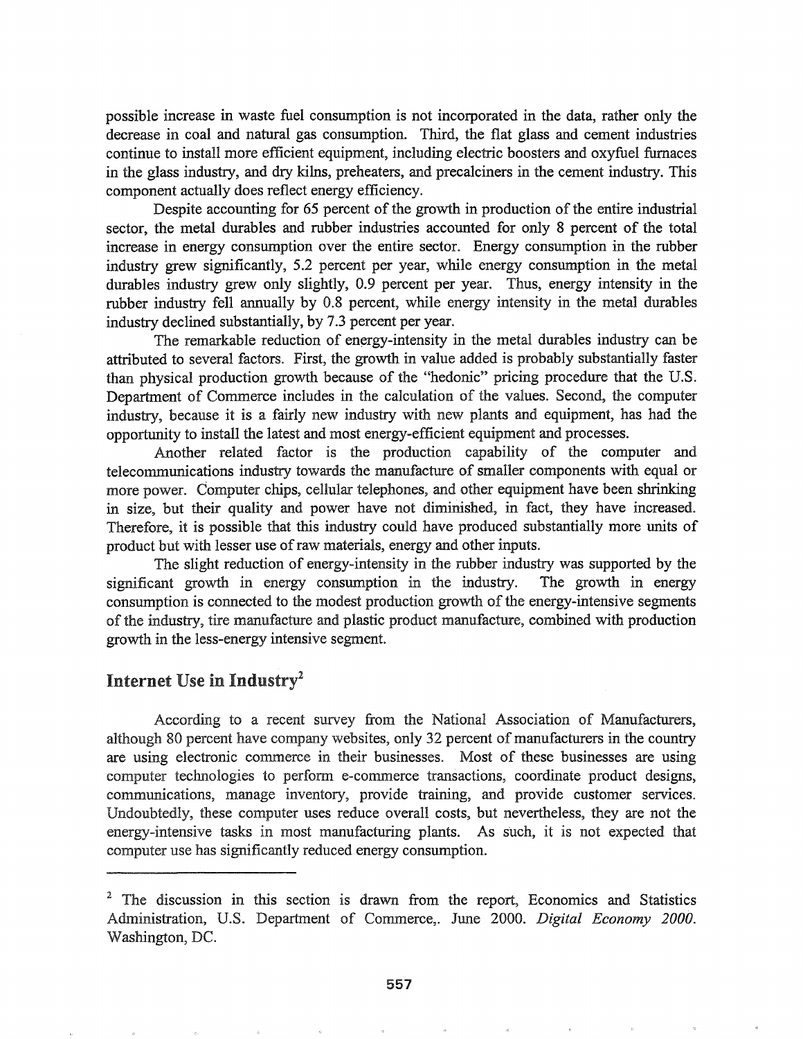possible increase in waste fuel consumption is not incorporated in the data, rather only the decrease in coal and natural gas consumption. Third, the flat glass and cement industries continue to install more efficient equipment, including electric boosters and oxyfuel furnaces in the glass industry, and dry kilns, preheaters, and precalciners in the cement industry. This component actually does reflect energy efficiency.

Despite accounting for 65 percent of the growth in production of the entire industrial sector, the metal durables and rubber industries accounted for only 8 percent of the total increase in energy consumption over the entire sector. Energy consumption in the rubber industry grew significantly, 5.2 percent per year, while energy consumption in the metal durables industry grew only slightly, 0.9 percent per year. Thus, energy intensity in the rubber industry fell annually by 0.8 percent, while energy intensity in the metal durables industry declined substantially, by 7.3 percent per year.

The remarkable reduction of energy-intensity in the metal durables industry can be attributed to several factors. First, the growth in value added is probably substantially faster than physical production growth because of the "hedonic" pricing procedure that the U.S. Department of Commerce includes in the calculation of the values. Second, the computer industry, because it is a fairly new industry with new plants and equipment, has had the opportunity to install the latest and most energy-efficient equipment and processes.

Another related factor is the production capability of the computer and telecommunications industry towards the manufacture of smaller components with equal or more power. Computer chips, cellular telephones, and other equipment have been shrinking in size, but their quality and power have not diminished, in fact, they have increased. Therefore, it is possible that this industry could have produced substantially more units of product but with lesser use of raw materials, energy and other inputs.

The slight reduction of energy-intensity in the rubber industry was supported by the significant growth in energy consumption in the industry. The growth in energy consumption is connected to the modest production growth of the energy-intensive segments of the industry, tire manufacture and plastic product manufacture, combined with production growth in the less-energy intensive segment.

## Internet Use in Industry[2]

According to a recent survey from the National Association of Manufacturers, although 80 percent have company websites, only 32 percent of manufacturers in the country are using electronic commerce in their businesses. Most of these businesses are using computer technologies to perform e-commerce transactions, coordinate product designs, communications, manage inventory, provide training, and provide customer services. Undoubtedly, these computer uses reduce overall costs, but nevertheless, they are not the energy-intensive tasks in most manufacturing plants. As such, it is not expected that computer use has significantly reduced energy consumption.

---

[2] The discussion in this section is drawn from the report, Economics and Statistics Administration, U.S. Department of Commerce,. June 2000. *Digital Economy 2000*. Washington, DC.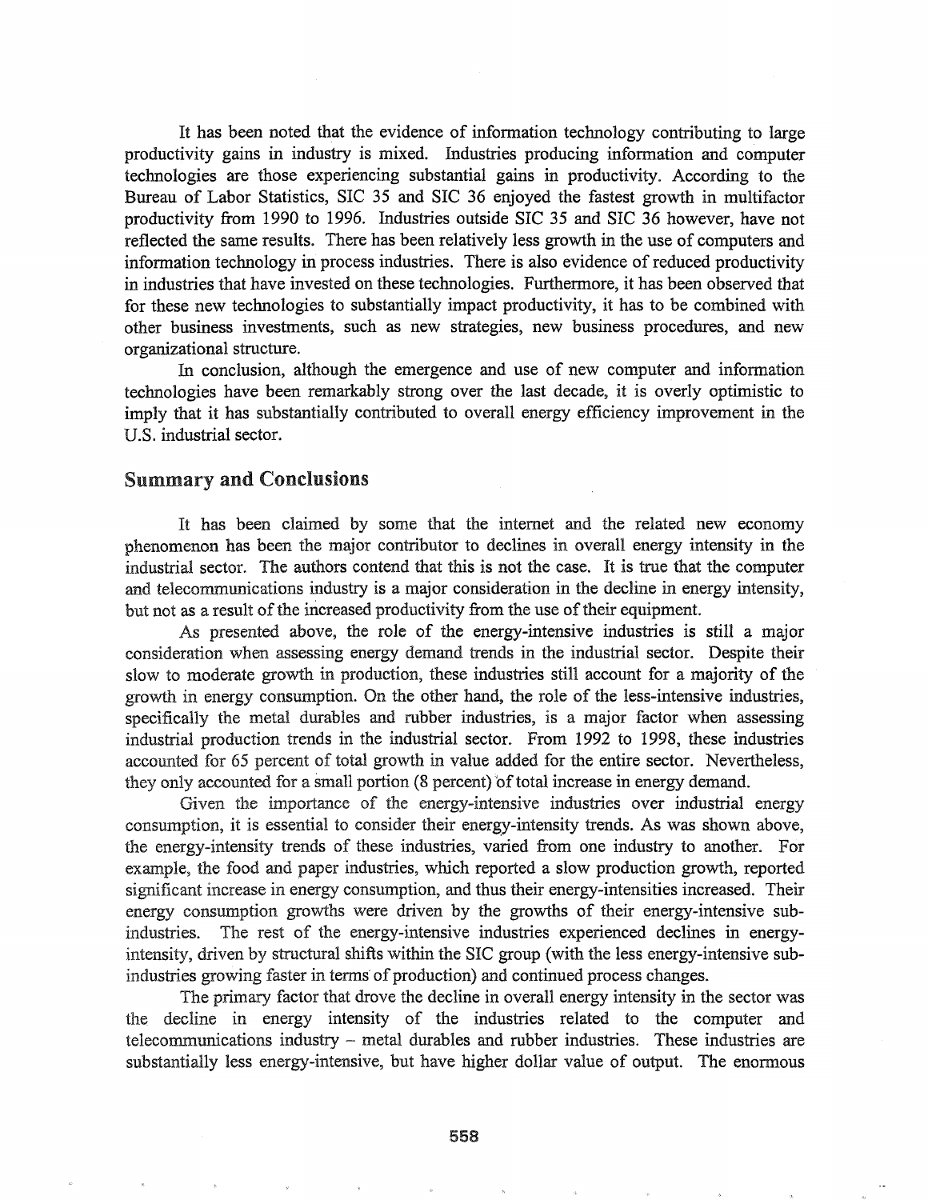It has been noted that the evidence of information technology contributing to large productivity gains in industry is mixed. Industries producing information and computer technologies are those experiencing substantial gains in productivity. According to the Bureau of Labor Statistics, SIC 35 and SIC 36 enjoyed the fastest growth in multifactor productivity from 1990 to 1996. Industries outside SIC 35 and SIC 36 however, have not reflected the same results. There has been relatively less growth in the use of computers and information technology in process industries. There is also evidence of reduced productivity in industries that have invested on these technologies. Furthermore, it has been observed that for these new technologies to substantially impact productivity, it has to be combined with other business investments, such as new strategies, new business procedures, and new organizational structure.

In conclusion, although the emergence and use of new computer and information technologies have been remarkably strong over the last decade, it is overly optimistic to imply that it has substantially contributed to overall energy efficiency improvement in the U.S. industrial sector.

## Summary and Conclusions

It has been claimed by some that the internet and the related new economy phenomenon has been the major contributor to declines in overall energy intensity in the industrial sector. The authors contend that this is not the case. It is true that the computer and telecommunications industry is a major consideration in the decline in energy intensity, but not as a result of the increased productivity from the use of their equipment.

As presented above, the role of the energy-intensive industries is still a major consideration when assessing energy demand trends in the industrial sector. Despite their slow to moderate growth in production, these industries still account for a majority of the growth in energy consumption. On the other hand, the role of the less-intensive industries, specifically the metal durables and rubber industries, is a major factor when assessing industrial production trends in the industrial sector. From 1992 to 1998, these industries accounted for 65 percent of total growth in value added for the entire sector. Nevertheless, they only accounted for a small portion (8 percent) of total increase in energy demand.

Given the importance of the energy-intensive industries over industrial energy consumption, it is essential to consider their energy-intensity trends. As was shown above, the energy-intensity trends of these industries, varied from one industry to another. For example, the food and paper industries, which reported a slow production growth, reported significant increase in energy consumption, and thus their energy-intensities increased. Their energy consumption growths were driven by the growths of their energy-intensive sub-industries. The rest of the energy-intensive industries experienced declines in energy-intensity, driven by structural shifts within the SIC group (with the less energy-intensive sub-industries growing faster in terms of production) and continued process changes.

The primary factor that drove the decline in overall energy intensity in the sector was the decline in energy intensity of the industries related to the computer and telecommunications industry – metal durables and rubber industries. These industries are substantially less energy-intensive, but have higher dollar value of output. The enormous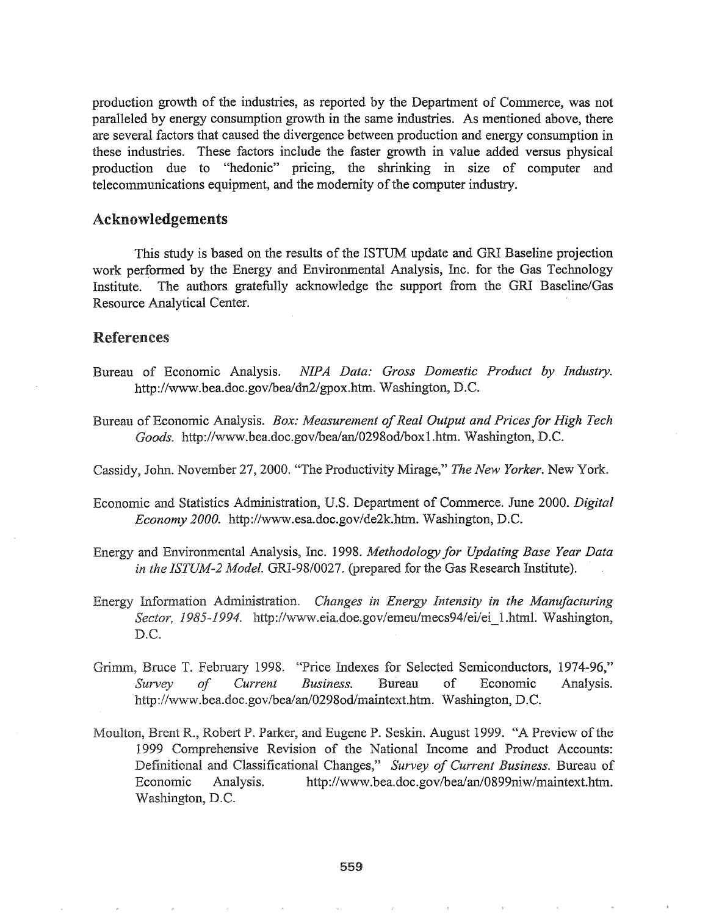production growth of the industries, as reported by the Department of Commerce, was not paralleled by energy consumption growth in the same industries. As mentioned above, there are several factors that caused the divergence between production and energy consumption in these industries. These factors include the faster growth in value added versus physical production due to "hedonic" pricing, the shrinking in size of computer and telecommunications equipment, and the modernity of the computer industry.

## Acknowledgements

This study is based on the results of the ISTUM update and GRI Baseline projection work performed by the Energy and Environmental Analysis, Inc. for the Gas Technology Institute. The authors gratefully acknowledge the support from the GRI Baseline/Gas Resource Analytical Center.

## References

Bureau of Economic Analysis. *NIPA Data: Gross Domestic Product by Industry.* http://www.bea.doc.gov/bea/dn2/gpox.htm. Washington, D.C.

Bureau of Economic Analysis. *Box: Measurement of Real Output and Prices for High Tech Goods.* http://www.bea.doc.gov/bea/an/0298od/box1.htm. Washington, D.C.

Cassidy, John. November 27, 2000. "The Productivity Mirage," *The New Yorker.* New York.

Economic and Statistics Administration, U.S. Department of Commerce. June 2000. *Digital Economy 2000.* http://www.esa.doc.gov/de2k.htm. Washington, D.C.

Energy and Environmental Analysis, Inc. 1998. *Methodology for Updating Base Year Data in the ISTUM-2 Model.* GRI-98/0027. (prepared for the Gas Research Institute).

Energy Information Administration. *Changes in Energy Intensity in the Manufacturing Sector, 1985-1994.* http://www.eia.doe.gov/emeu/mecs94/ei/ei_1.html. Washington, D.C.

Grimm, Bruce T. February 1998. "Price Indexes for Selected Semiconductors, 1974-96," *Survey of Current Business.* Bureau of Economic Analysis. http://www.bea.doc.gov/bea/an/0298od/maintext.htm. Washington, D.C.

Moulton, Brent R., Robert P. Parker, and Eugene P. Seskin. August 1999. "A Preview of the 1999 Comprehensive Revision of the National Income and Product Accounts: Definitional and Classificational Changes," *Survey of Current Business.* Bureau of Economic Analysis. http://www.bea.doc.gov/bea/an/0899niw/maintext.htm. Washington, D.C.